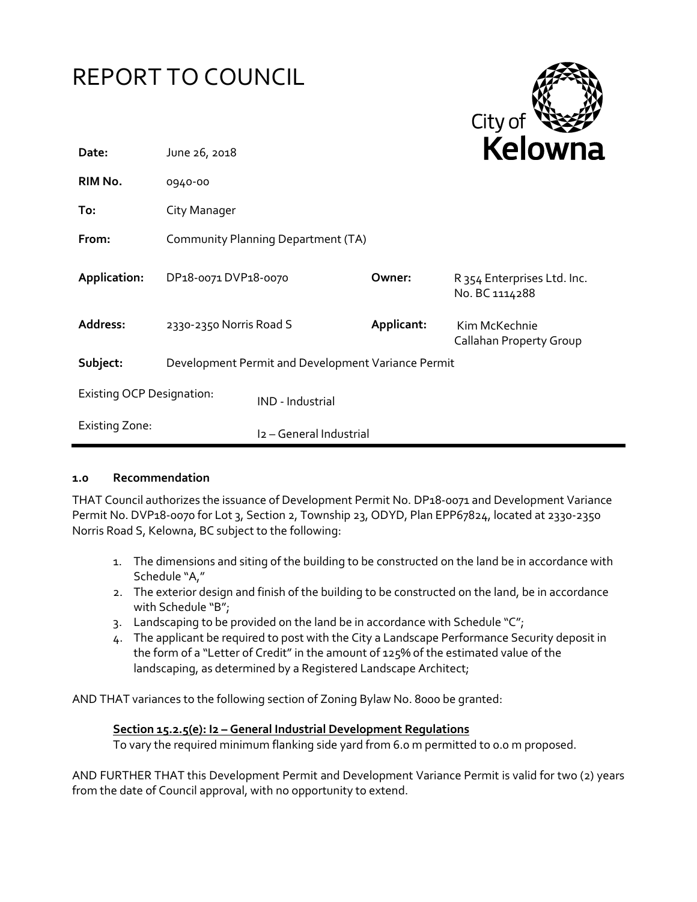# REPORT TO COUNCIL

City of Kelowna

| | | | |
|---|---|---|---|
| **Date:** | June 26, 2018 | | |
| **RIM No.** | 0940-00 | | |
| **To:** | City Manager | | |
| **From:** | Community Planning Department (TA) | | |
| **Application:** | DP18-0071 DVP18-0070 | **Owner:** | R 354 Enterprises Ltd. Inc. No. BC 1114288 |
| **Address:** | 2330-2350 Norris Road S | **Applicant:** | Kim McKechnie Callahan Property Group |
| **Subject:** | Development Permit and Development Variance Permit | | |
| Existing OCP Designation: | IND - Industrial | | |
| Existing Zone: | I2 – General Industrial | | |

### 1.0 Recommendation

THAT Council authorizes the issuance of Development Permit No. DP18-0071 and Development Variance Permit No. DVP18-0070 for Lot 3, Section 2, Township 23, ODYD, Plan EPP67824, located at 2330-2350 Norris Road S, Kelowna, BC subject to the following:

1. The dimensions and siting of the building to be constructed on the land be in accordance with Schedule "A,"
2. The exterior design and finish of the building to be constructed on the land, be in accordance with Schedule "B";
3. Landscaping to be provided on the land be in accordance with Schedule "C";
4. The applicant be required to post with the City a Landscape Performance Security deposit in the form of a "Letter of Credit" in the amount of 125% of the estimated value of the landscaping, as determined by a Registered Landscape Architect;

AND THAT variances to the following section of Zoning Bylaw No. 8000 be granted:

**Section 15.2.5(e): I2 – General Industrial Development Regulations**

To vary the required minimum flanking side yard from 6.0 m permitted to 0.0 m proposed.

AND FURTHER THAT this Development Permit and Development Variance Permit is valid for two (2) years from the date of Council approval, with no opportunity to extend.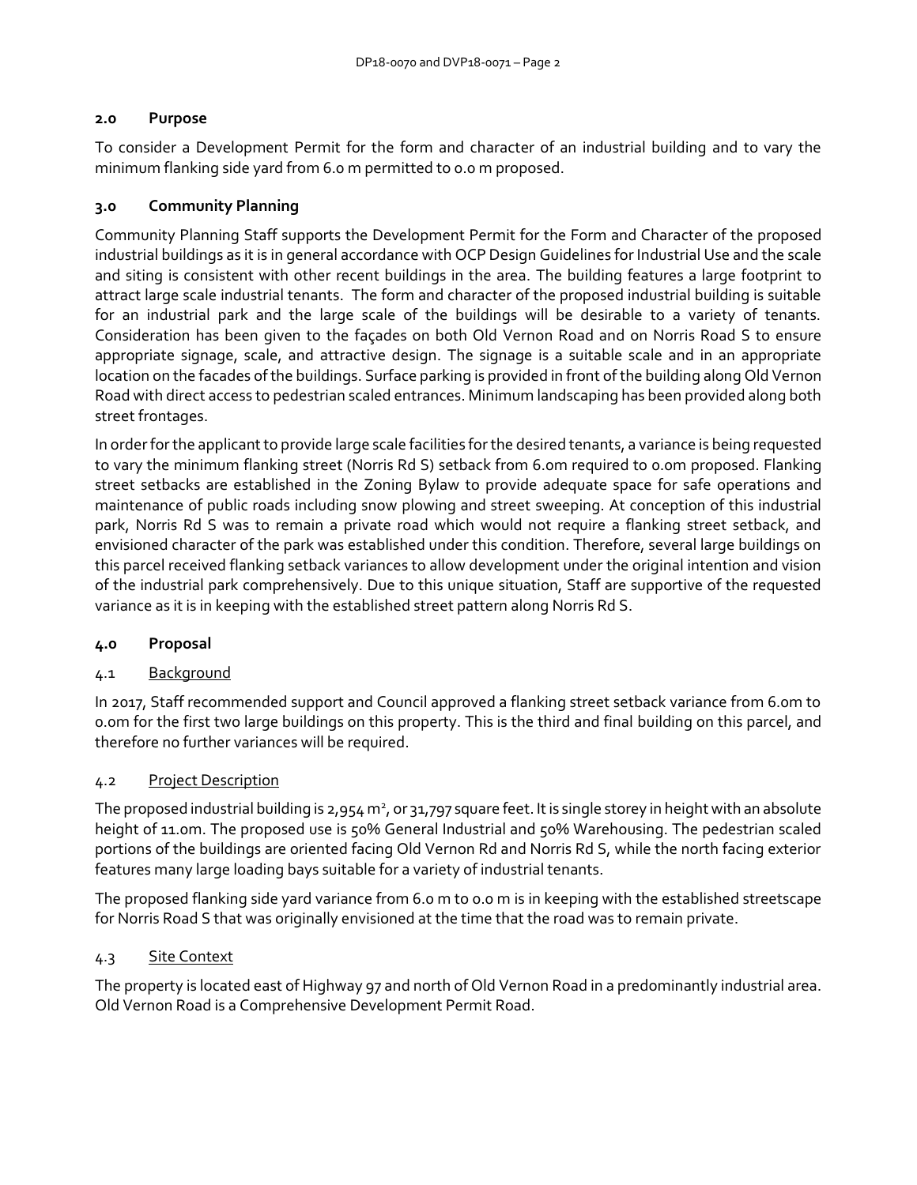## 2.0 Purpose

To consider a Development Permit for the form and character of an industrial building and to vary the minimum flanking side yard from 6.0 m permitted to 0.0 m proposed.

## 3.0 Community Planning

Community Planning Staff supports the Development Permit for the Form and Character of the proposed industrial buildings as it is in general accordance with OCP Design Guidelines for Industrial Use and the scale and siting is consistent with other recent buildings in the area. The building features a large footprint to attract large scale industrial tenants. The form and character of the proposed industrial building is suitable for an industrial park and the large scale of the buildings will be desirable to a variety of tenants. Consideration has been given to the façades on both Old Vernon Road and on Norris Road S to ensure appropriate signage, scale, and attractive design. The signage is a suitable scale and in an appropriate location on the facades of the buildings. Surface parking is provided in front of the building along Old Vernon Road with direct access to pedestrian scaled entrances. Minimum landscaping has been provided along both street frontages.

In order for the applicant to provide large scale facilities for the desired tenants, a variance is being requested to vary the minimum flanking street (Norris Rd S) setback from 6.0m required to 0.0m proposed. Flanking street setbacks are established in the Zoning Bylaw to provide adequate space for safe operations and maintenance of public roads including snow plowing and street sweeping. At conception of this industrial park, Norris Rd S was to remain a private road which would not require a flanking street setback, and envisioned character of the park was established under this condition. Therefore, several large buildings on this parcel received flanking setback variances to allow development under the original intention and vision of the industrial park comprehensively. Due to this unique situation, Staff are supportive of the requested variance as it is in keeping with the established street pattern along Norris Rd S.

## 4.0 Proposal

### 4.1 Background

In 2017, Staff recommended support and Council approved a flanking street setback variance from 6.0m to 0.0m for the first two large buildings on this property. This is the third and final building on this parcel, and therefore no further variances will be required.

### 4.2 Project Description

The proposed industrial building is 2,954 m², or 31,797 square feet. It is single storey in height with an absolute height of 11.0m. The proposed use is 50% General Industrial and 50% Warehousing. The pedestrian scaled portions of the buildings are oriented facing Old Vernon Rd and Norris Rd S, while the north facing exterior features many large loading bays suitable for a variety of industrial tenants.

The proposed flanking side yard variance from 6.0 m to 0.0 m is in keeping with the established streetscape for Norris Road S that was originally envisioned at the time that the road was to remain private.

### 4.3 Site Context

The property is located east of Highway 97 and north of Old Vernon Road in a predominantly industrial area. Old Vernon Road is a Comprehensive Development Permit Road.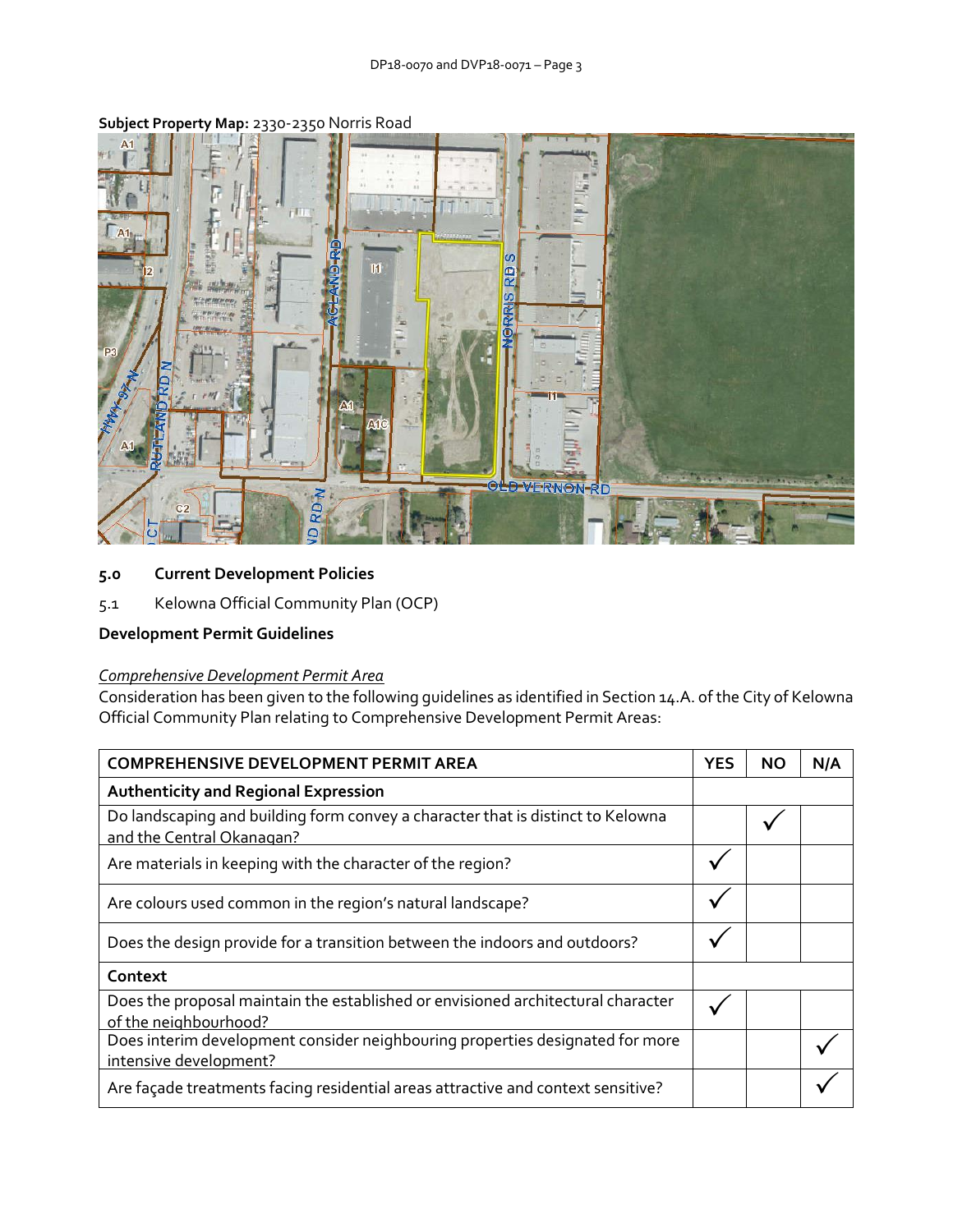**Subject Property Map:** 2330-2350 Norris Road

## 5.0 Current Development Policies

5.1 Kelowna Official Community Plan (OCP)

**Development Permit Guidelines**

*Comprehensive Development Permit Area*

Consideration has been given to the following guidelines as identified in Section 14.A. of the City of Kelowna Official Community Plan relating to Comprehensive Development Permit Areas:

| COMPREHENSIVE DEVELOPMENT PERMIT AREA | YES | NO | N/A |
|---|---|---|---|
| **Authenticity and Regional Expression** | | | |
| Do landscaping and building form convey a character that is distinct to Kelowna and the Central Okanagan? | | ✓ | |
| Are materials in keeping with the character of the region? | ✓ | | |
| Are colours used common in the region's natural landscape? | ✓ | | |
| Does the design provide for a transition between the indoors and outdoors? | ✓ | | |
| **Context** | | | |
| Does the proposal maintain the established or envisioned architectural character of the neighbourhood? | ✓ | | |
| Does interim development consider neighbouring properties designated for more intensive development? | | | ✓ |
| Are façade treatments facing residential areas attractive and context sensitive? | | | ✓ |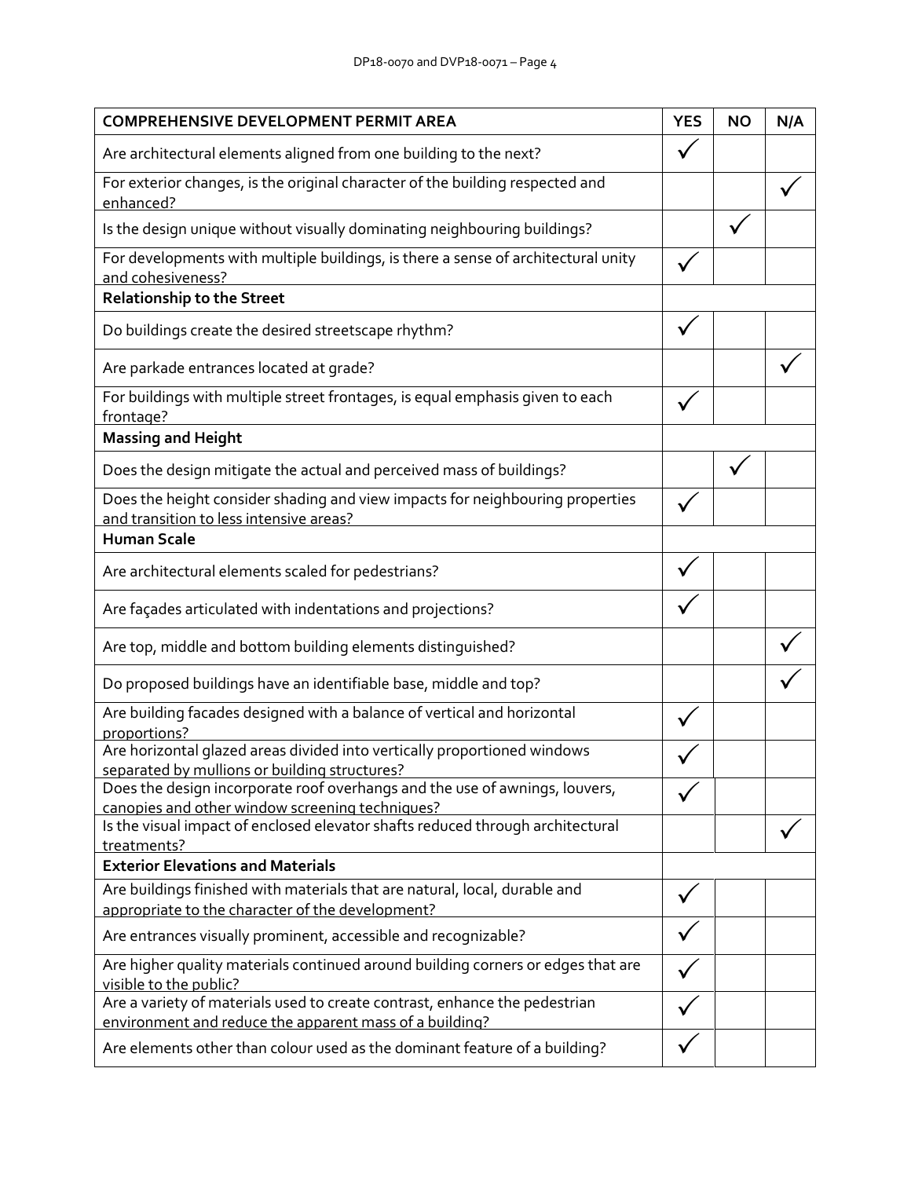| COMPREHENSIVE DEVELOPMENT PERMIT AREA | YES | NO | N/A |
|---|---|---|---|
| Are architectural elements aligned from one building to the next? | ✓ | | |
| For exterior changes, is the original character of the building respected and enhanced? | | | ✓ |
| Is the design unique without visually dominating neighbouring buildings? | | ✓ | |
| For developments with multiple buildings, is there a sense of architectural unity and cohesiveness? | ✓ | | |
| **Relationship to the Street** | | | |
| Do buildings create the desired streetscape rhythm? | ✓ | | |
| Are parkade entrances located at grade? | | | ✓ |
| For buildings with multiple street frontages, is equal emphasis given to each frontage? | ✓ | | |
| **Massing and Height** | | | |
| Does the design mitigate the actual and perceived mass of buildings? | | ✓ | |
| Does the height consider shading and view impacts for neighbouring properties and transition to less intensive areas? | ✓ | | |
| **Human Scale** | | | |
| Are architectural elements scaled for pedestrians? | ✓ | | |
| Are façades articulated with indentations and projections? | ✓ | | |
| Are top, middle and bottom building elements distinguished? | | | ✓ |
| Do proposed buildings have an identifiable base, middle and top? | | | ✓ |
| Are building facades designed with a balance of vertical and horizontal proportions? | ✓ | | |
| Are horizontal glazed areas divided into vertically proportioned windows separated by mullions or building structures? | ✓ | | |
| Does the design incorporate roof overhangs and the use of awnings, louvers, canopies and other window screening techniques? | ✓ | | |
| Is the visual impact of enclosed elevator shafts reduced through architectural treatments? | | | ✓ |
| **Exterior Elevations and Materials** | | | |
| Are buildings finished with materials that are natural, local, durable and appropriate to the character of the development? | ✓ | | |
| Are entrances visually prominent, accessible and recognizable? | ✓ | | |
| Are higher quality materials continued around building corners or edges that are visible to the public? | ✓ | | |
| Are a variety of materials used to create contrast, enhance the pedestrian environment and reduce the apparent mass of a building? | ✓ | | |
| Are elements other than colour used as the dominant feature of a building? | ✓ | | |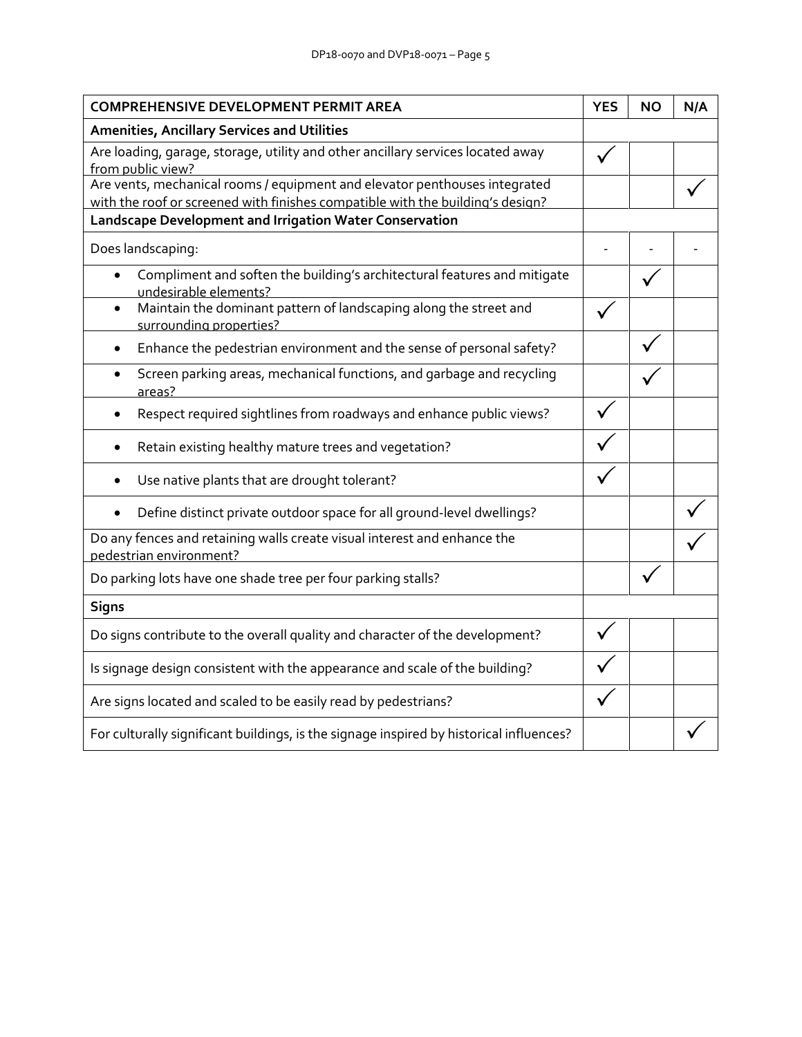| COMPREHENSIVE DEVELOPMENT PERMIT AREA | YES | NO | N/A |
|---|---|---|---|
| **Amenities, Ancillary Services and Utilities** | | | |
| Are loading, garage, storage, utility and other ancillary services located away from public view? | ✓ | | |
| Are vents, mechanical rooms / equipment and elevator penthouses integrated with the roof or screened with finishes compatible with the building's design? | | | ✓ |
| **Landscape Development and Irrigation Water Conservation** | | | |
| Does landscaping: | - | - | - |
| • Compliment and soften the building's architectural features and mitigate undesirable elements? | | ✓ | |
| • Maintain the dominant pattern of landscaping along the street and surrounding properties? | ✓ | | |
| • Enhance the pedestrian environment and the sense of personal safety? | | ✓ | |
| • Screen parking areas, mechanical functions, and garbage and recycling areas? | | ✓ | |
| • Respect required sightlines from roadways and enhance public views? | ✓ | | |
| • Retain existing healthy mature trees and vegetation? | ✓ | | |
| • Use native plants that are drought tolerant? | ✓ | | |
| • Define distinct private outdoor space for all ground-level dwellings? | | | ✓ |
| Do any fences and retaining walls create visual interest and enhance the pedestrian environment? | | | ✓ |
| Do parking lots have one shade tree per four parking stalls? | | ✓ | |
| **Signs** | | | |
| Do signs contribute to the overall quality and character of the development? | ✓ | | |
| Is signage design consistent with the appearance and scale of the building? | ✓ | | |
| Are signs located and scaled to be easily read by pedestrians? | ✓ | | |
| For culturally significant buildings, is the signage inspired by historical influences? | | | ✓ |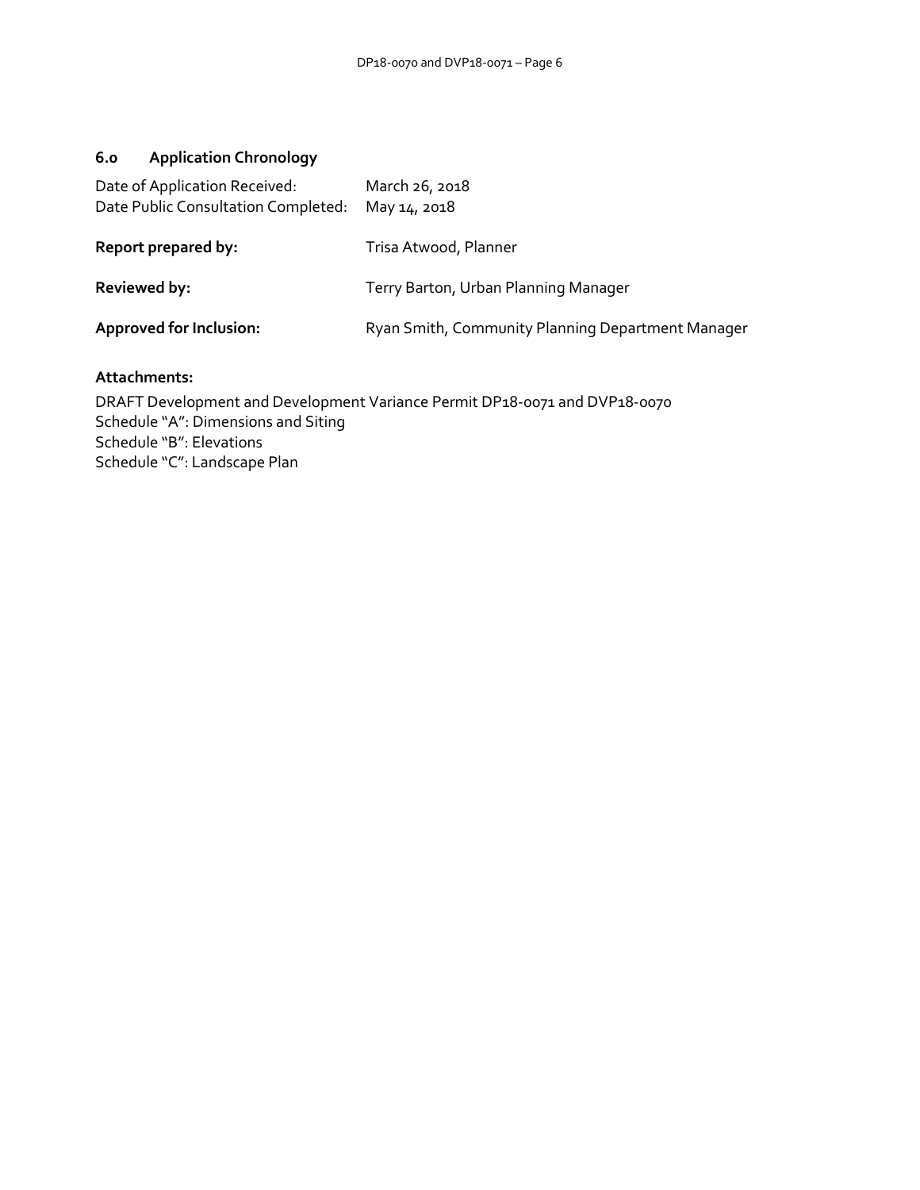## 6.0 Application Chronology

Date of Application Received: March 26, 2018
Date Public Consultation Completed: May 14, 2018

**Report prepared by:** Trisa Atwood, Planner

**Reviewed by:** Terry Barton, Urban Planning Manager

**Approved for Inclusion:** Ryan Smith, Community Planning Department Manager

**Attachments:**

DRAFT Development and Development Variance Permit DP18-0071 and DVP18-0070
Schedule "A": Dimensions and Siting
Schedule "B": Elevations
Schedule "C": Landscape Plan